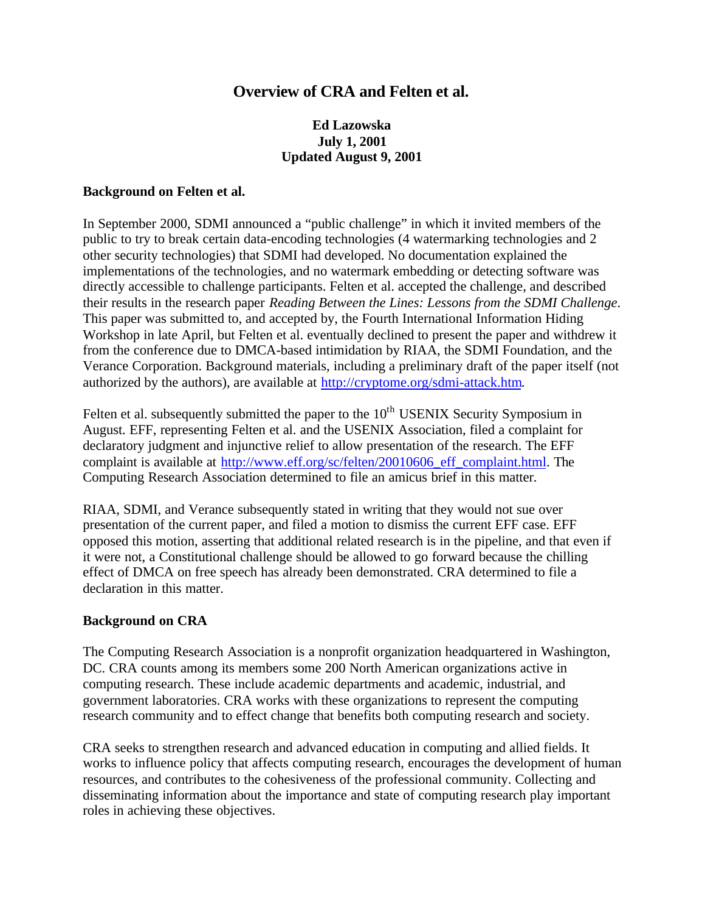# Overview of CRA and Felten et al.

**Ed Lazowska**
**July 1, 2001**
**Updated August 9, 2001**

## Background on Felten et al.

In September 2000, SDMI announced a "public challenge" in which it invited members of the public to try to break certain data-encoding technologies (4 watermarking technologies and 2 other security technologies) that SDMI had developed. No documentation explained the implementations of the technologies, and no watermark embedding or detecting software was directly accessible to challenge participants. Felten et al. accepted the challenge, and described their results in the research paper *Reading Between the Lines: Lessons from the SDMI Challenge*. This paper was submitted to, and accepted by, the Fourth International Information Hiding Workshop in late April, but Felten et al. eventually declined to present the paper and withdrew it from the conference due to DMCA-based intimidation by RIAA, the SDMI Foundation, and the Verance Corporation. Background materials, including a preliminary draft of the paper itself (not authorized by the authors), are available at http://cryptome.org/sdmi-attack.htm.

Felten et al. subsequently submitted the paper to the 10th USENIX Security Symposium in August. EFF, representing Felten et al. and the USENIX Association, filed a complaint for declaratory judgment and injunctive relief to allow presentation of the research. The EFF complaint is available at http://www.eff.org/sc/felten/20010606_eff_complaint.html. The Computing Research Association determined to file an amicus brief in this matter.

RIAA, SDMI, and Verance subsequently stated in writing that they would not sue over presentation of the current paper, and filed a motion to dismiss the current EFF case. EFF opposed this motion, asserting that additional related research is in the pipeline, and that even if it were not, a Constitutional challenge should be allowed to go forward because the chilling effect of DMCA on free speech has already been demonstrated. CRA determined to file a declaration in this matter.

## Background on CRA

The Computing Research Association is a nonprofit organization headquartered in Washington, DC. CRA counts among its members some 200 North American organizations active in computing research. These include academic departments and academic, industrial, and government laboratories. CRA works with these organizations to represent the computing research community and to effect change that benefits both computing research and society.

CRA seeks to strengthen research and advanced education in computing and allied fields. It works to influence policy that affects computing research, encourages the development of human resources, and contributes to the cohesiveness of the professional community. Collecting and disseminating information about the importance and state of computing research play important roles in achieving these objectives.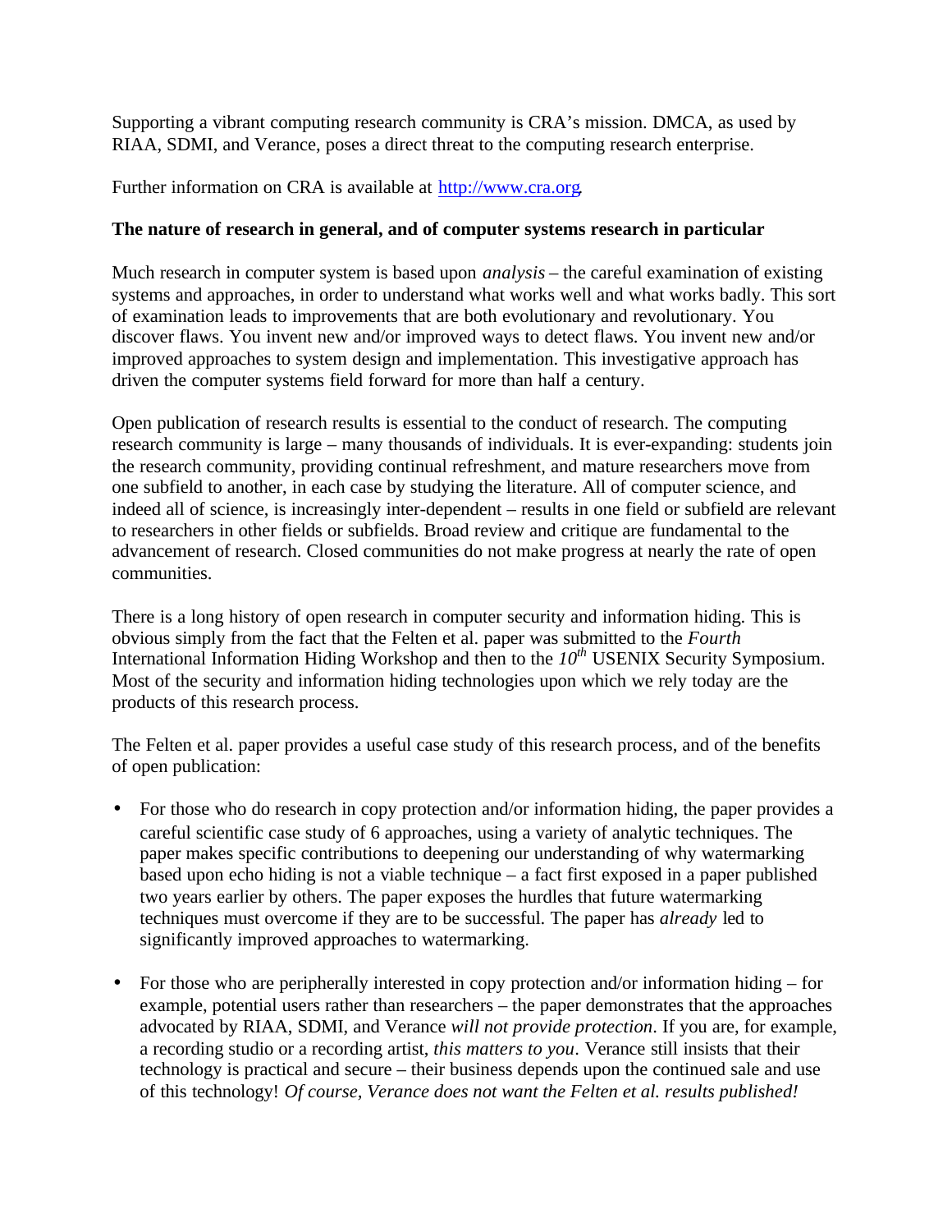Supporting a vibrant computing research community is CRA's mission. DMCA, as used by RIAA, SDMI, and Verance, poses a direct threat to the computing research enterprise.

Further information on CRA is available at http://www.cra.org.

**The nature of research in general, and of computer systems research in particular**

Much research in computer system is based upon *analysis* – the careful examination of existing systems and approaches, in order to understand what works well and what works badly. This sort of examination leads to improvements that are both evolutionary and revolutionary. You discover flaws. You invent new and/or improved ways to detect flaws. You invent new and/or improved approaches to system design and implementation. This investigative approach has driven the computer systems field forward for more than half a century.

Open publication of research results is essential to the conduct of research. The computing research community is large – many thousands of individuals. It is ever-expanding: students join the research community, providing continual refreshment, and mature researchers move from one subfield to another, in each case by studying the literature. All of computer science, and indeed all of science, is increasingly inter-dependent – results in one field or subfield are relevant to researchers in other fields or subfields. Broad review and critique are fundamental to the advancement of research. Closed communities do not make progress at nearly the rate of open communities.

There is a long history of open research in computer security and information hiding. This is obvious simply from the fact that the Felten et al. paper was submitted to the *Fourth* International Information Hiding Workshop and then to the *10th* USENIX Security Symposium. Most of the security and information hiding technologies upon which we rely today are the products of this research process.

The Felten et al. paper provides a useful case study of this research process, and of the benefits of open publication:

- For those who do research in copy protection and/or information hiding, the paper provides a careful scientific case study of 6 approaches, using a variety of analytic techniques. The paper makes specific contributions to deepening our understanding of why watermarking based upon echo hiding is not a viable technique – a fact first exposed in a paper published two years earlier by others. The paper exposes the hurdles that future watermarking techniques must overcome if they are to be successful. The paper has *already* led to significantly improved approaches to watermarking.

- For those who are peripherally interested in copy protection and/or information hiding – for example, potential users rather than researchers – the paper demonstrates that the approaches advocated by RIAA, SDMI, and Verance *will not provide protection*. If you are, for example, a recording studio or a recording artist, *this matters to you*. Verance still insists that their technology is practical and secure – their business depends upon the continued sale and use of this technology! *Of course, Verance does not want the Felten et al. results published!*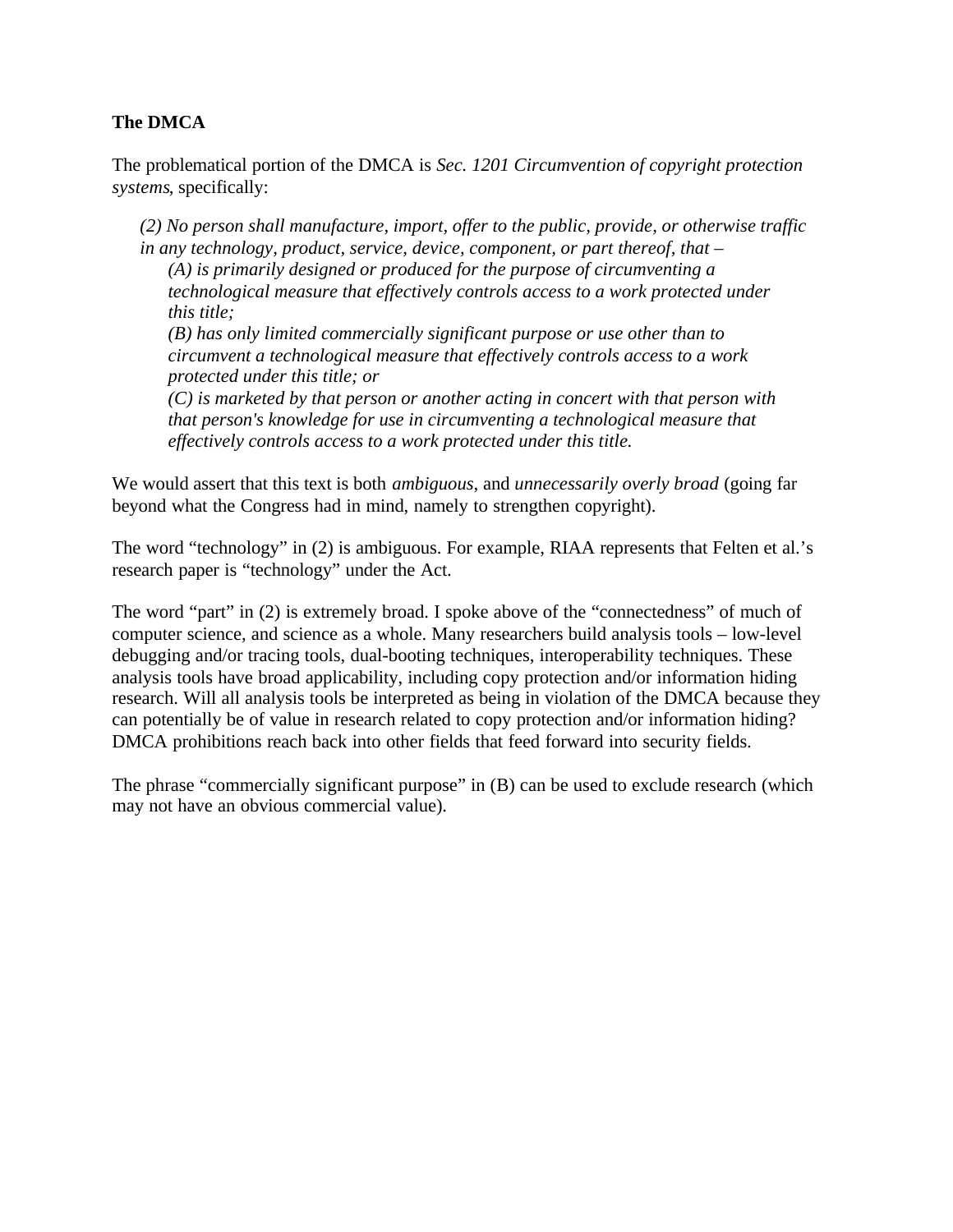**The DMCA**

The problematical portion of the DMCA is *Sec. 1201 Circumvention of copyright protection systems*, specifically:

> *(2) No person shall manufacture, import, offer to the public, provide, or otherwise traffic in any technology, product, service, device, component, or part thereof, that –*
>
> > *(A) is primarily designed or produced for the purpose of circumventing a technological measure that effectively controls access to a work protected under this title;*
> >
> > *(B) has only limited commercially significant purpose or use other than to circumvent a technological measure that effectively controls access to a work protected under this title; or*
> >
> > *(C) is marketed by that person or another acting in concert with that person with that person's knowledge for use in circumventing a technological measure that effectively controls access to a work protected under this title.*

We would assert that this text is both *ambiguous*, and *unnecessarily overly broad* (going far beyond what the Congress had in mind, namely to strengthen copyright).

The word "technology" in (2) is ambiguous. For example, RIAA represents that Felten et al.'s research paper is "technology" under the Act.

The word "part" in (2) is extremely broad. I spoke above of the "connectedness" of much of computer science, and science as a whole. Many researchers build analysis tools – low-level debugging and/or tracing tools, dual-booting techniques, interoperability techniques. These analysis tools have broad applicability, including copy protection and/or information hiding research. Will all analysis tools be interpreted as being in violation of the DMCA because they can potentially be of value in research related to copy protection and/or information hiding? DMCA prohibitions reach back into other fields that feed forward into security fields.

The phrase "commercially significant purpose" in (B) can be used to exclude research (which may not have an obvious commercial value).